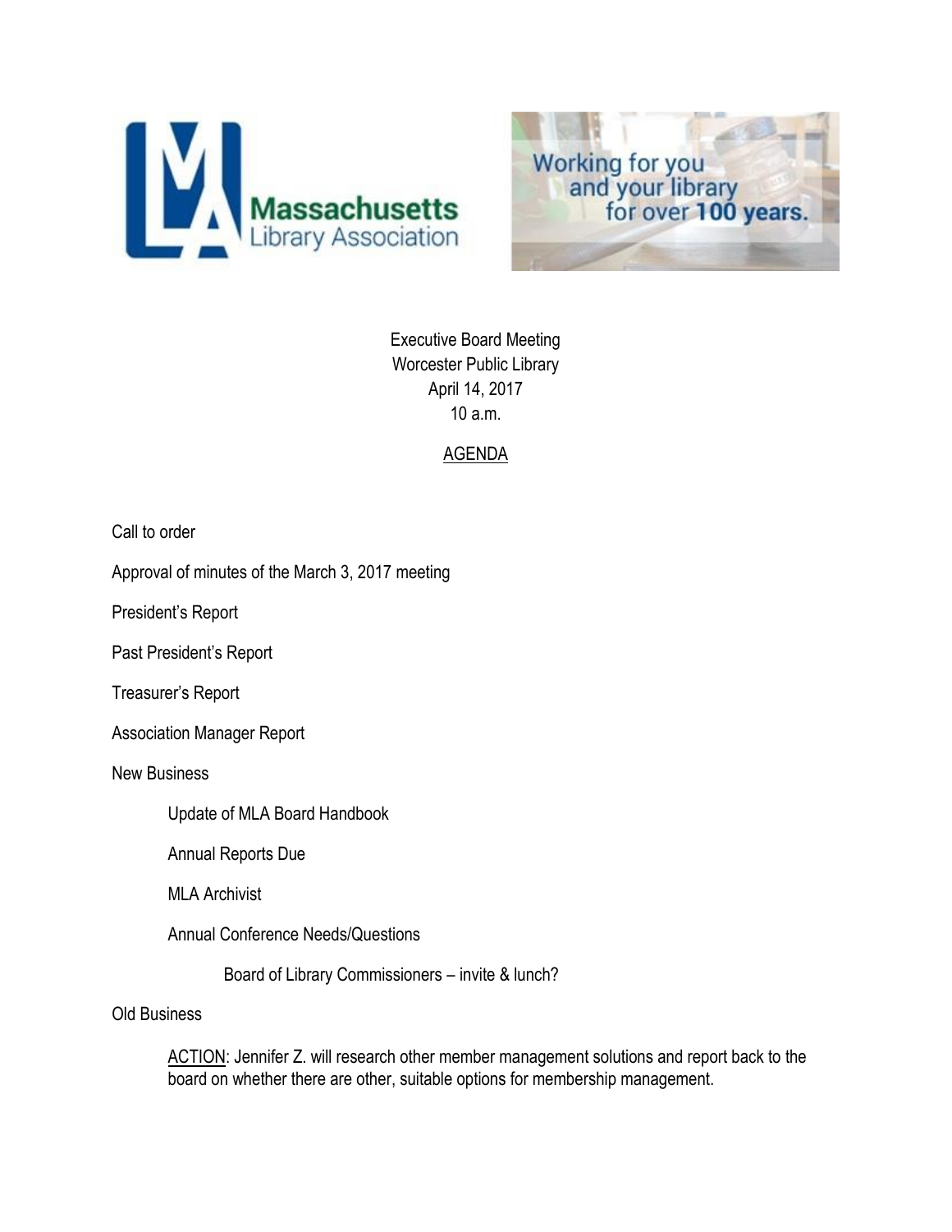Massachusetts Library Association

Working for you and your library for over **100 years.**

Executive Board Meeting
Worcester Public Library
April 14, 2017
10 a.m.

AGENDA

Call to order

Approval of minutes of the March 3, 2017 meeting

President's Report

Past President's Report

Treasurer's Report

Association Manager Report

New Business

- Update of MLA Board Handbook
- Annual Reports Due
- MLA Archivist
- Annual Conference Needs/Questions
  - Board of Library Commissioners – invite & lunch?

Old Business

- ACTION: Jennifer Z. will research other member management solutions and report back to the board on whether there are other, suitable options for membership management.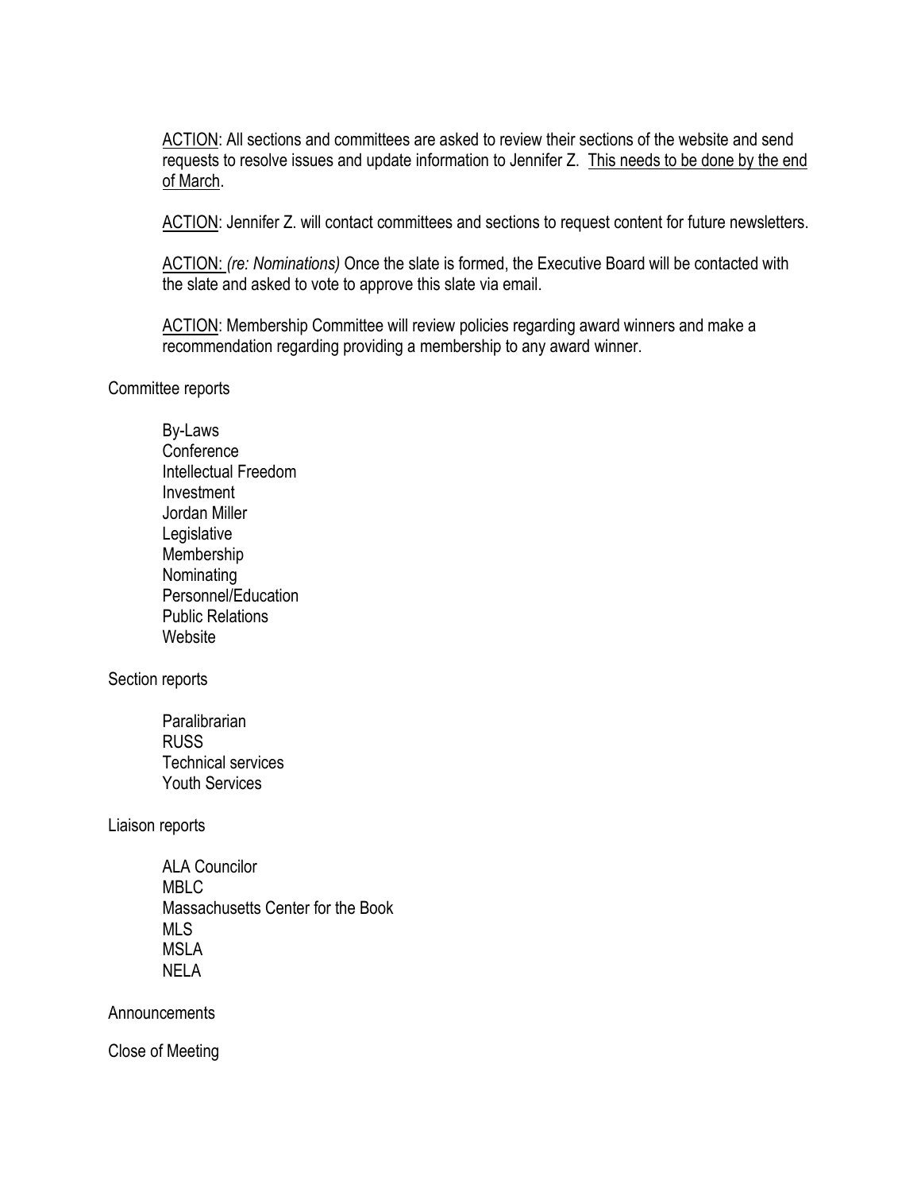ACTION: All sections and committees are asked to review their sections of the website and send requests to resolve issues and update information to Jennifer Z. This needs to be done by the end of March.

ACTION: Jennifer Z. will contact committees and sections to request content for future newsletters.

ACTION: *(re: Nominations)* Once the slate is formed, the Executive Board will be contacted with the slate and asked to vote to approve this slate via email.

ACTION: Membership Committee will review policies regarding award winners and make a recommendation regarding providing a membership to any award winner.

Committee reports

- By-Laws
- Conference
- Intellectual Freedom
- Investment
- Jordan Miller
- Legislative
- Membership
- Nominating
- Personnel/Education
- Public Relations
- Website

Section reports

- Paralibrarian
- RUSS
- Technical services
- Youth Services

Liaison reports

- ALA Councilor
- MBLC
- Massachusetts Center for the Book
- MLS
- MSLA
- NELA

Announcements

Close of Meeting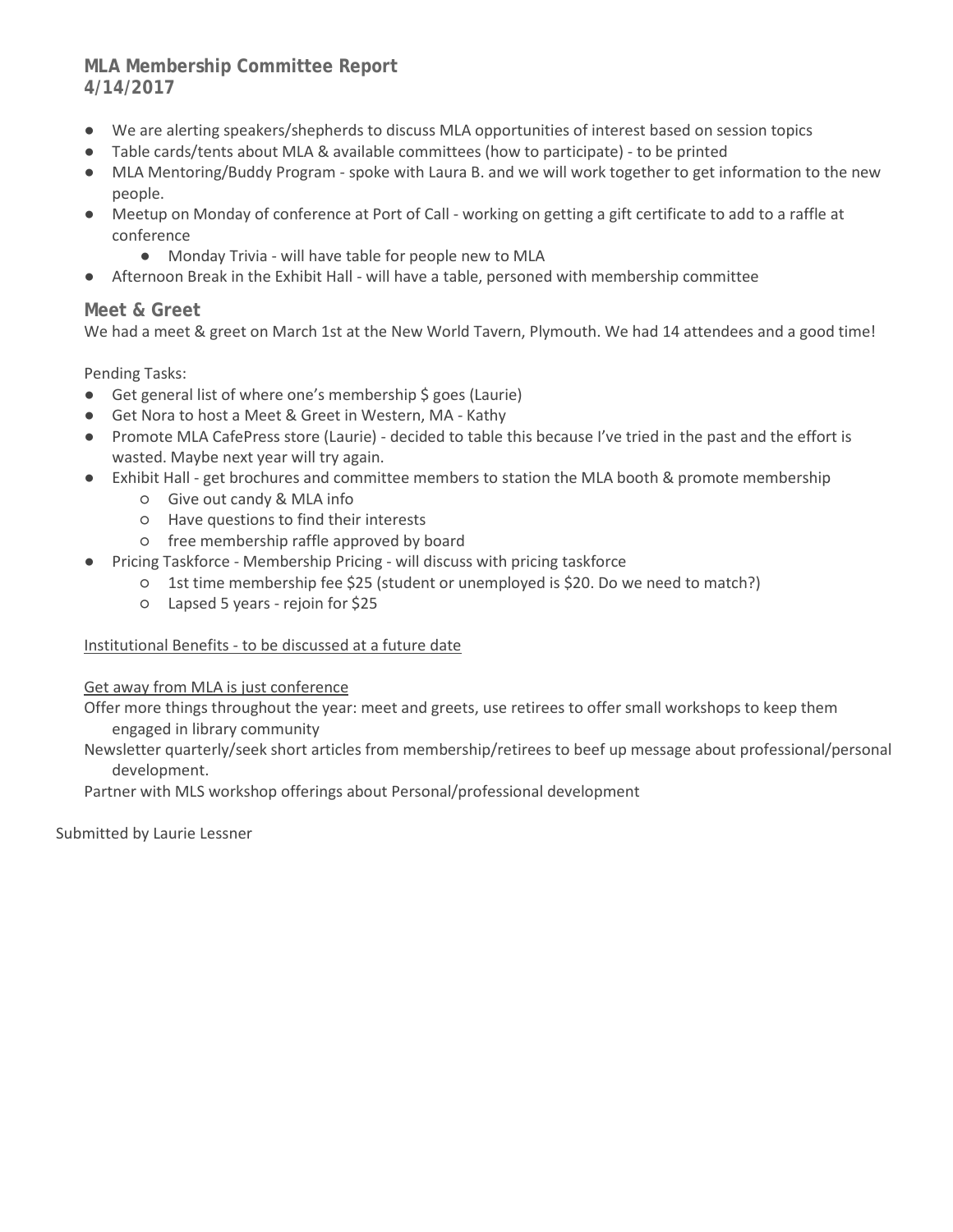## MLA Membership Committee Report
## 4/14/2017

- We are alerting speakers/shepherds to discuss MLA opportunities of interest based on session topics
- Table cards/tents about MLA & available committees (how to participate) - to be printed
- MLA Mentoring/Buddy Program - spoke with Laura B. and we will work together to get information to the new people.
- Meetup on Monday of conference at Port of Call - working on getting a gift certificate to add to a raffle at conference
    - Monday Trivia - will have table for people new to MLA
- Afternoon Break in the Exhibit Hall - will have a table, personed with membership committee

### Meet & Greet

We had a meet & greet on March 1st at the New World Tavern, Plymouth. We had 14 attendees and a good time!

Pending Tasks:

- Get general list of where one's membership $ goes (Laurie)
- Get Nora to host a Meet & Greet in Western, MA - Kathy
- Promote MLA CafePress store (Laurie) - decided to table this because I've tried in the past and the effort is wasted. Maybe next year will try again.
- Exhibit Hall - get brochures and committee members to station the MLA booth & promote membership
    - Give out candy & MLA info
    - Have questions to find their interests
    - free membership raffle approved by board
- Pricing Taskforce - Membership Pricing - will discuss with pricing taskforce
    - 1st time membership fee $25 (student or unemployed is $20. Do we need to match?)
    - Lapsed 5 years - rejoin for $25

<u>Institutional Benefits - to be discussed at a future date</u>

<u>Get away from MLA is just conference</u>

Offer more things throughout the year: meet and greets, use retirees to offer small workshops to keep them engaged in library community

Newsletter quarterly/seek short articles from membership/retirees to beef up message about professional/personal development.

Partner with MLS workshop offerings about Personal/professional development

Submitted by Laurie Lessner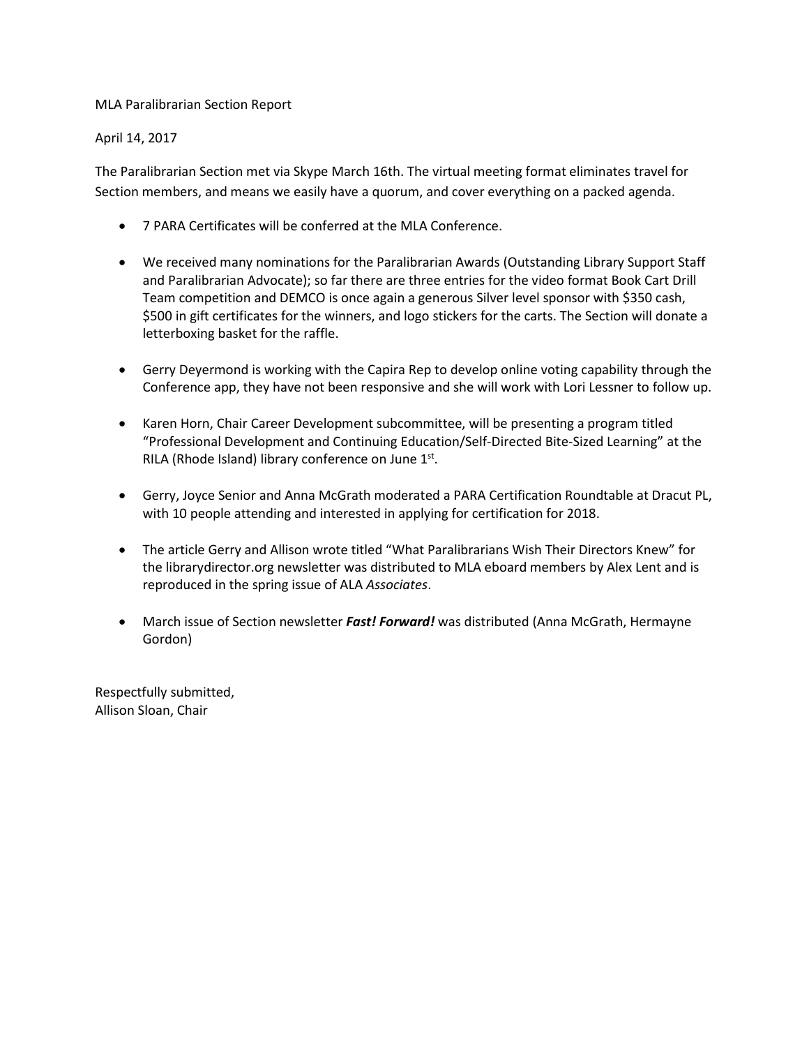MLA Paralibrarian Section Report

April 14, 2017

The Paralibrarian Section met via Skype March 16th. The virtual meeting format eliminates travel for Section members, and means we easily have a quorum, and cover everything on a packed agenda.

- 7 PARA Certificates will be conferred at the MLA Conference.

- We received many nominations for the Paralibrarian Awards (Outstanding Library Support Staff and Paralibrarian Advocate); so far there are three entries for the video format Book Cart Drill Team competition and DEMCO is once again a generous Silver level sponsor with $350 cash, $500 in gift certificates for the winners, and logo stickers for the carts. The Section will donate a letterboxing basket for the raffle.

- Gerry Deyermond is working with the Capira Rep to develop online voting capability through the Conference app, they have not been responsive and she will work with Lori Lessner to follow up.

- Karen Horn, Chair Career Development subcommittee, will be presenting a program titled "Professional Development and Continuing Education/Self-Directed Bite-Sized Learning" at the RILA (Rhode Island) library conference on June 1st.

- Gerry, Joyce Senior and Anna McGrath moderated a PARA Certification Roundtable at Dracut PL, with 10 people attending and interested in applying for certification for 2018.

- The article Gerry and Allison wrote titled "What Paralibrarians Wish Their Directors Knew" for the librarydirector.org newsletter was distributed to MLA eboard members by Alex Lent and is reproduced in the spring issue of ALA *Associates*.

- March issue of Section newsletter ***Fast! Forward!*** was distributed (Anna McGrath, Hermayne Gordon)

Respectfully submitted,
Allison Sloan, Chair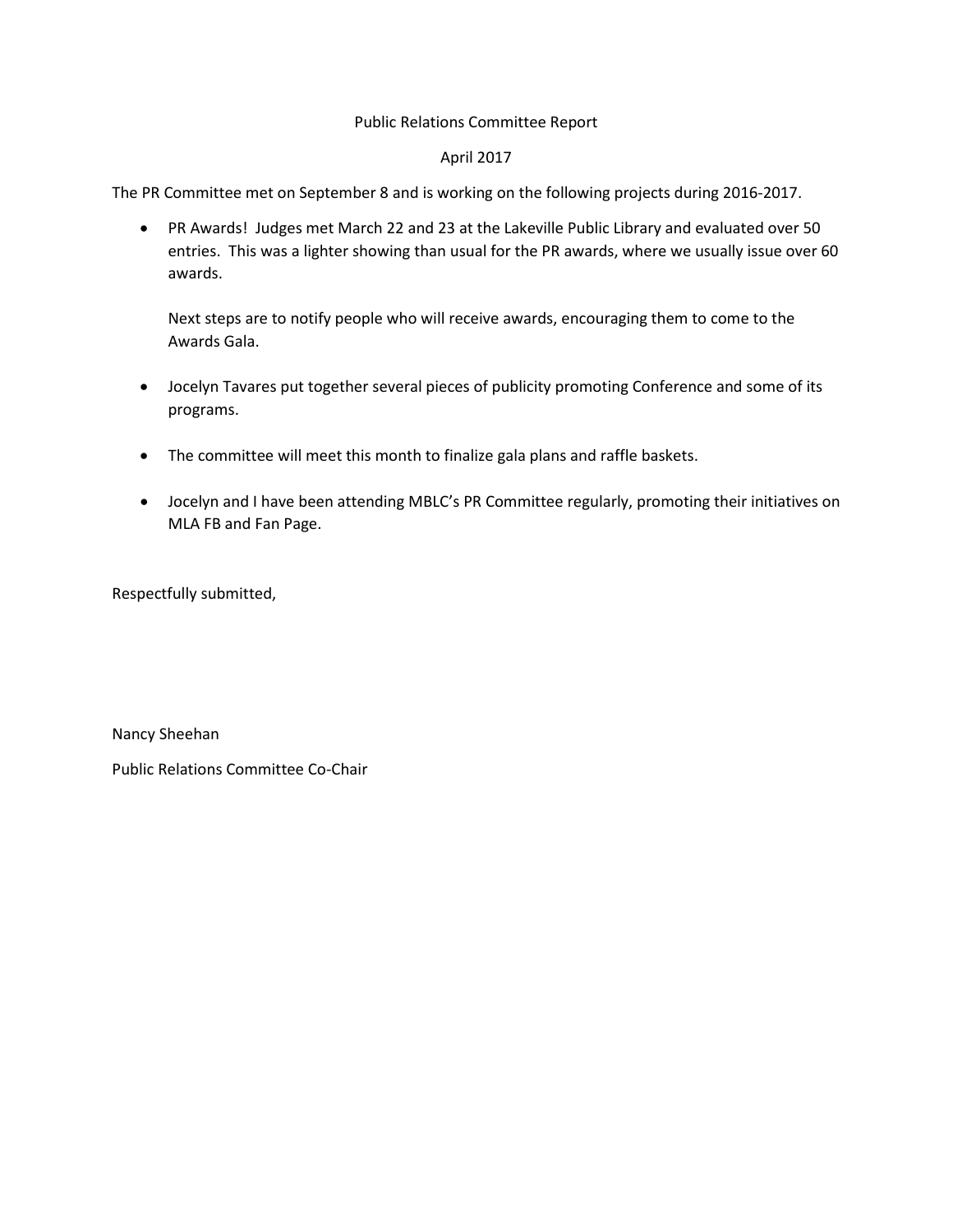# Public Relations Committee Report

## April 2017

The PR Committee met on September 8 and is working on the following projects during 2016-2017.

- PR Awards! Judges met March 22 and 23 at the Lakeville Public Library and evaluated over 50 entries. This was a lighter showing than usual for the PR awards, where we usually issue over 60 awards.

  Next steps are to notify people who will receive awards, encouraging them to come to the Awards Gala.

- Jocelyn Tavares put together several pieces of publicity promoting Conference and some of its programs.

- The committee will meet this month to finalize gala plans and raffle baskets.

- Jocelyn and I have been attending MBLC's PR Committee regularly, promoting their initiatives on MLA FB and Fan Page.

Respectfully submitted,

Nancy Sheehan

Public Relations Committee Co-Chair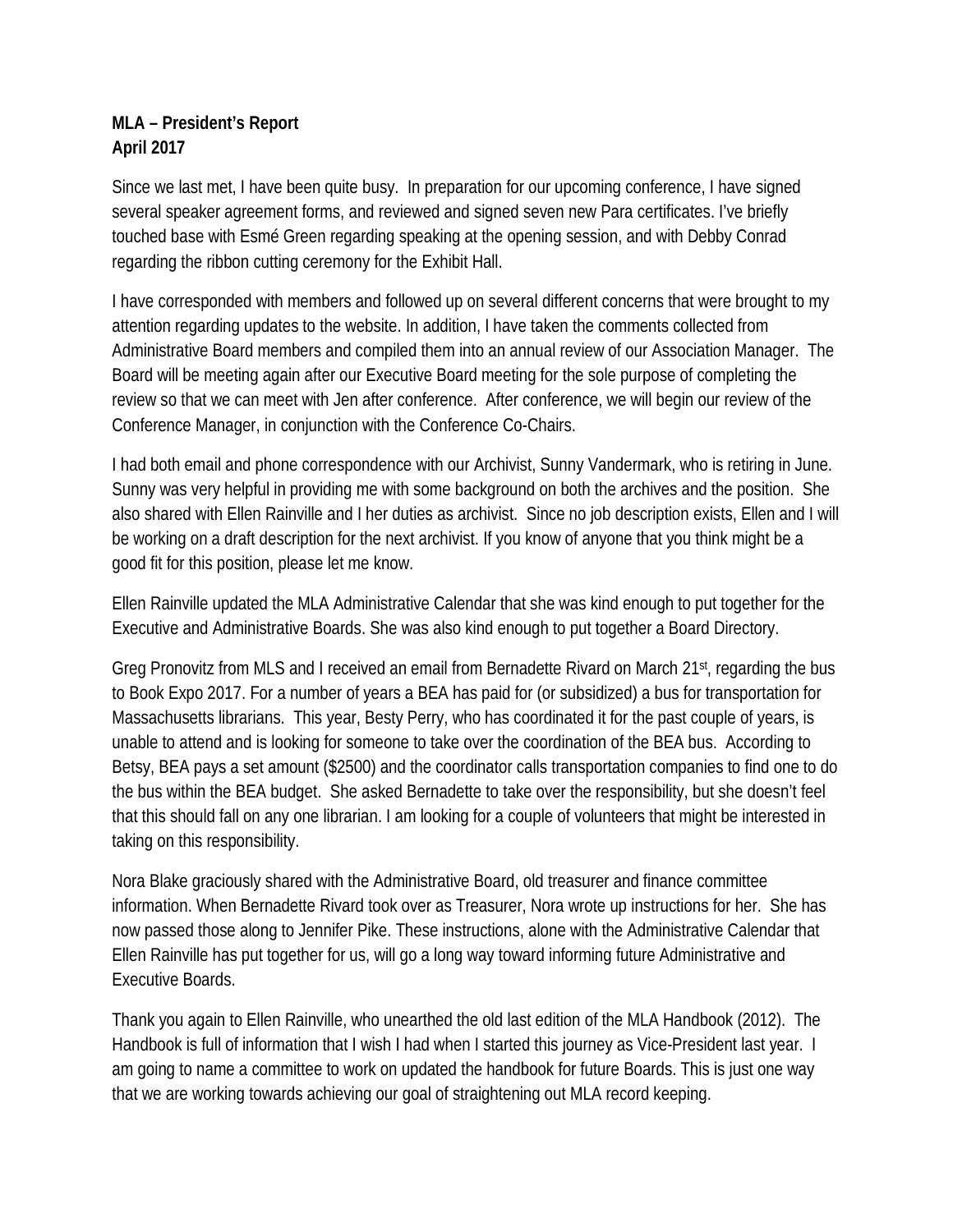**MLA – President's Report**
**April 2017**

Since we last met, I have been quite busy. In preparation for our upcoming conference, I have signed several speaker agreement forms, and reviewed and signed seven new Para certificates. I've briefly touched base with Esmé Green regarding speaking at the opening session, and with Debby Conrad regarding the ribbon cutting ceremony for the Exhibit Hall.

I have corresponded with members and followed up on several different concerns that were brought to my attention regarding updates to the website. In addition, I have taken the comments collected from Administrative Board members and compiled them into an annual review of our Association Manager. The Board will be meeting again after our Executive Board meeting for the sole purpose of completing the review so that we can meet with Jen after conference. After conference, we will begin our review of the Conference Manager, in conjunction with the Conference Co-Chairs.

I had both email and phone correspondence with our Archivist, Sunny Vandermark, who is retiring in June. Sunny was very helpful in providing me with some background on both the archives and the position. She also shared with Ellen Rainville and I her duties as archivist. Since no job description exists, Ellen and I will be working on a draft description for the next archivist. If you know of anyone that you think might be a good fit for this position, please let me know.

Ellen Rainville updated the MLA Administrative Calendar that she was kind enough to put together for the Executive and Administrative Boards. She was also kind enough to put together a Board Directory.

Greg Pronovitz from MLS and I received an email from Bernadette Rivard on March 21st, regarding the bus to Book Expo 2017. For a number of years a BEA has paid for (or subsidized) a bus for transportation for Massachusetts librarians. This year, Besty Perry, who has coordinated it for the past couple of years, is unable to attend and is looking for someone to take over the coordination of the BEA bus. According to Betsy, BEA pays a set amount ($2500) and the coordinator calls transportation companies to find one to do the bus within the BEA budget. She asked Bernadette to take over the responsibility, but she doesn't feel that this should fall on any one librarian. I am looking for a couple of volunteers that might be interested in taking on this responsibility.

Nora Blake graciously shared with the Administrative Board, old treasurer and finance committee information. When Bernadette Rivard took over as Treasurer, Nora wrote up instructions for her. She has now passed those along to Jennifer Pike. These instructions, alone with the Administrative Calendar that Ellen Rainville has put together for us, will go a long way toward informing future Administrative and Executive Boards.

Thank you again to Ellen Rainville, who unearthed the old last edition of the MLA Handbook (2012). The Handbook is full of information that I wish I had when I started this journey as Vice-President last year. I am going to name a committee to work on updated the handbook for future Boards. This is just one way that we are working towards achieving our goal of straightening out MLA record keeping.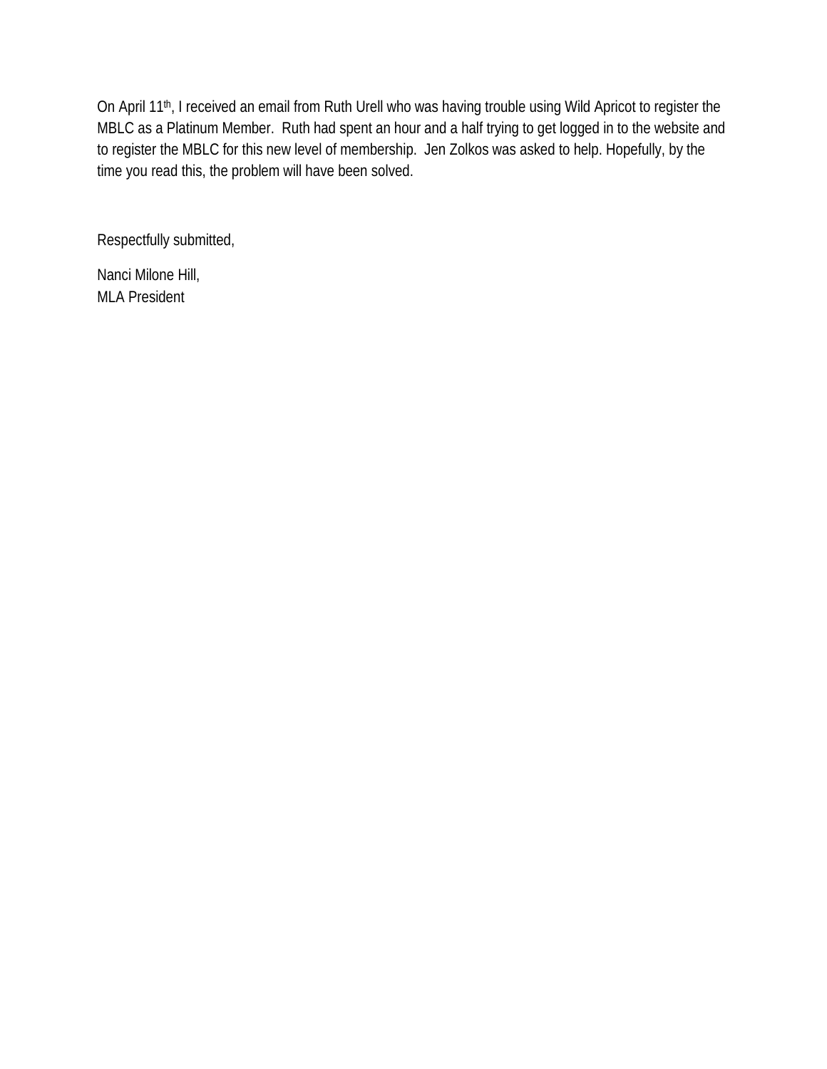On April 11th, I received an email from Ruth Urell who was having trouble using Wild Apricot to register the MBLC as a Platinum Member.  Ruth had spent an hour and a half trying to get logged in to the website and to register the MBLC for this new level of membership.  Jen Zolkos was asked to help. Hopefully, by the time you read this, the problem will have been solved.

Respectfully submitted,

Nanci Milone Hill,  
MLA President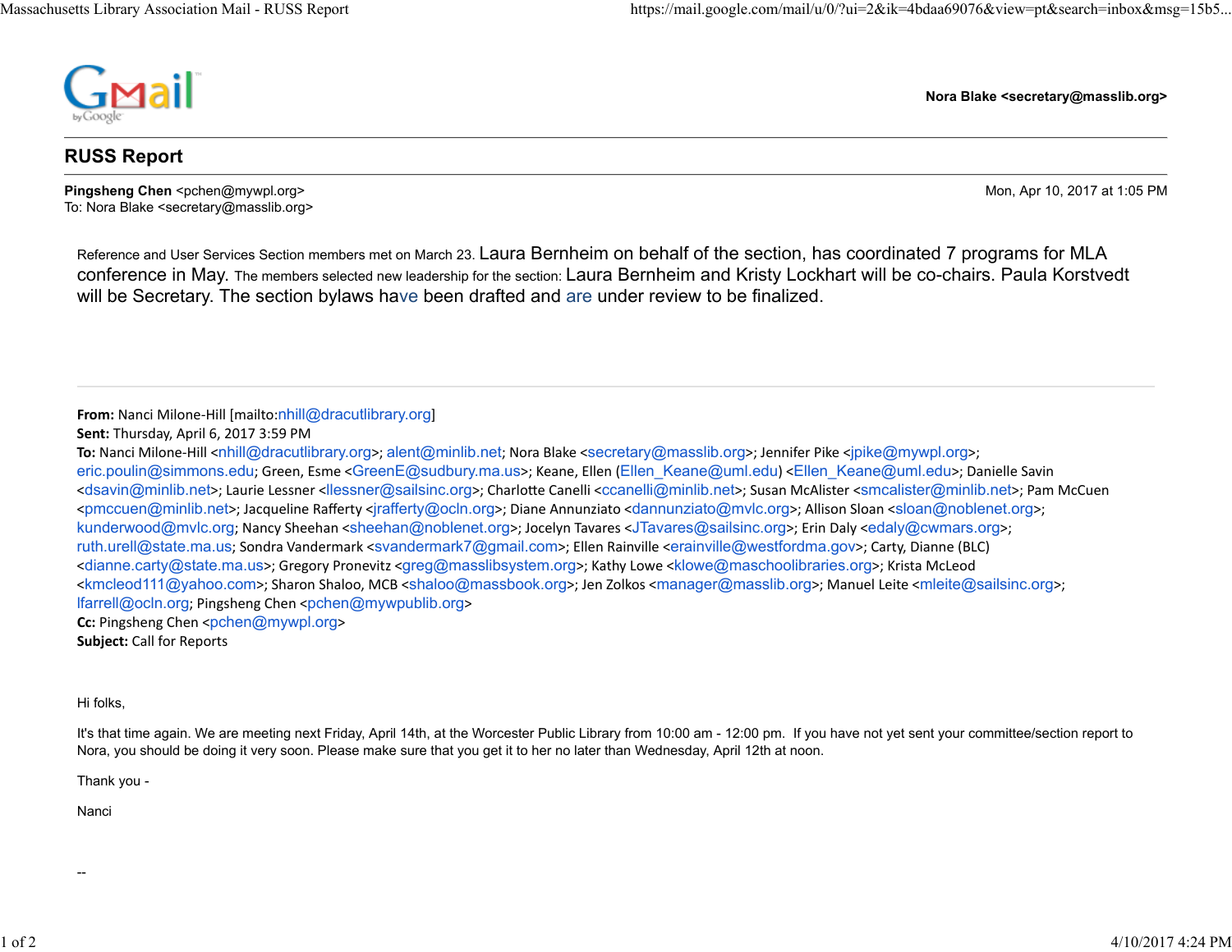Nora Blake <secretary@masslib.org>

# RUSS Report

**Pingsheng Chen** <pchen@mywpl.org>
To: Nora Blake <secretary@masslib.org>

Mon, Apr 10, 2017 at 1:05 PM

Reference and User Services Section members met on March 23. Laura Bernheim on behalf of the section, has coordinated 7 programs for MLA conference in May. The members selected new leadership for the section: Laura Bernheim and Kristy Lockhart will be co-chairs. Paula Korstvedt will be Secretary. The section bylaws have been drafted and are under review to be finalized.

---

**From:** Nanci Milone-Hill [mailto:nhill@dracutlibrary.org]
**Sent:** Thursday, April 6, 2017 3:59 PM
**To:** Nanci Milone-Hill <nhill@dracutlibrary.org>; alent@minlib.net; Nora Blake <secretary@masslib.org>; Jennifer Pike <jpike@mywpl.org>; eric.poulin@simmons.edu; Green, Esme <GreenE@sudbury.ma.us>; Keane, Ellen (Ellen_Keane@uml.edu) <Ellen_Keane@uml.edu>; Danielle Savin <dsavin@minlib.net>; Laurie Lessner <llessner@sailsinc.org>; Charlotte Canelli <ccanelli@minlib.net>; Susan McAlister <smcalister@minlib.net>; Pam McCuen <pmccuen@minlib.net>; Jacqueline Rafferty <jrafferty@ocln.org>; Diane Annunziato <dannunziato@mvlc.org>; Allison Sloan <sloan@noblenet.org>; kunderwood@mvlc.org; Nancy Sheehan <sheehan@noblenet.org>; Jocelyn Tavares <JTavares@sailsinc.org>; Erin Daly <edaly@cwmars.org>; ruth.urell@state.ma.us; Sondra Vandermark <svandermark7@gmail.com>; Ellen Rainville <erainville@westfordma.gov>; Carty, Dianne (BLC) <dianne.carty@state.ma.us>; Gregory Pronevitz <greg@masslibsystem.org>; Kathy Lowe <klowe@maschoolibraries.org>; Krista McLeod <kmcleod111@yahoo.com>; Sharon Shaloo, MCB <shaloo@massbook.org>; Jen Zolkos <manager@masslib.org>; Manuel Leite <mleite@sailsinc.org>; lfarrell@ocln.org; Pingsheng Chen <pchen@mywpublib.org>
**Cc:** Pingsheng Chen <pchen@mywpl.org>
**Subject:** Call for Reports

Hi folks,

It's that time again. We are meeting next Friday, April 14th, at the Worcester Public Library from 10:00 am - 12:00 pm. If you have not yet sent your committee/section report to Nora, you should be doing it very soon. Please make sure that you get it to her no later than Wednesday, April 12th at noon.

Thank you -

Nanci

--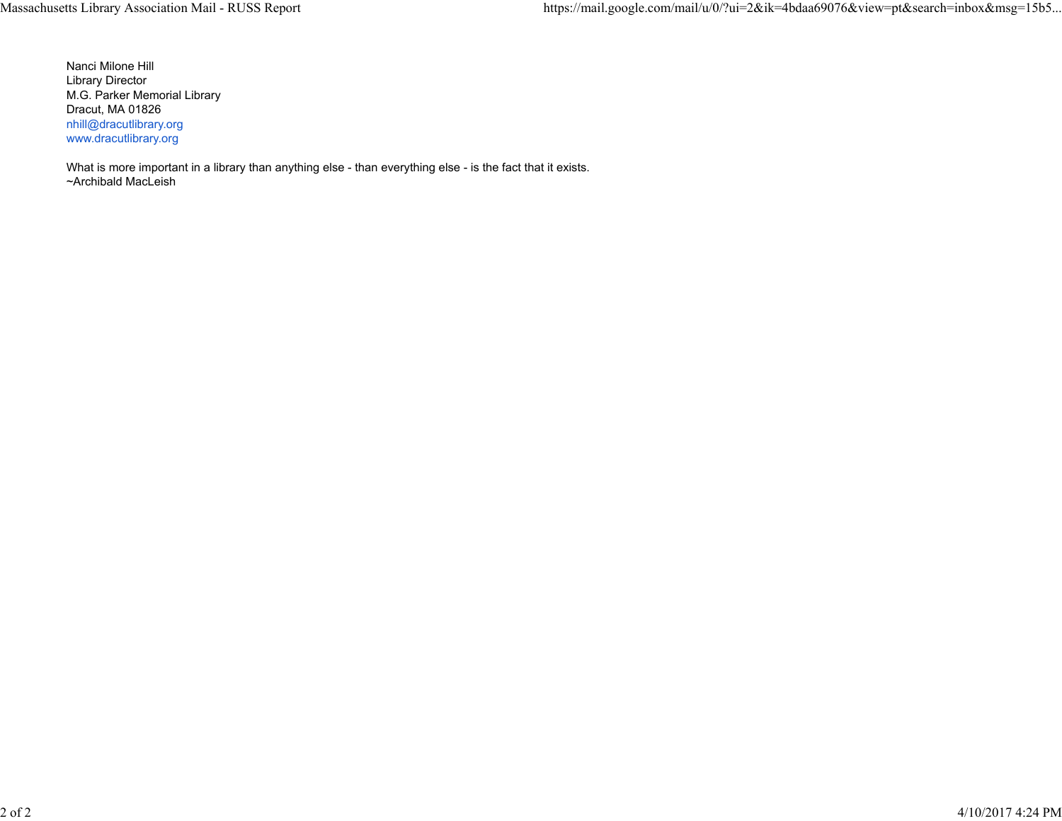Nanci Milone Hill
Library Director
M.G. Parker Memorial Library
Dracut, MA 01826
nhill@dracutlibrary.org
www.dracutlibrary.org

What is more important in a library than anything else - than everything else - is the fact that it exists.
~Archibald MacLeish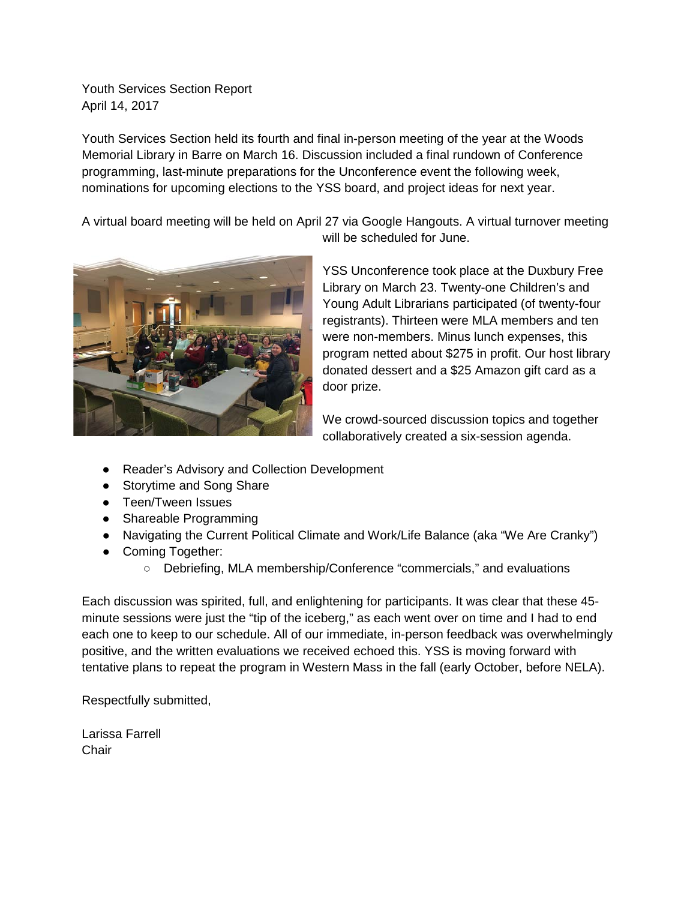Youth Services Section Report
April 14, 2017

Youth Services Section held its fourth and final in-person meeting of the year at the Woods Memorial Library in Barre on March 16. Discussion included a final rundown of Conference programming, last-minute preparations for the Unconference event the following week, nominations for upcoming elections to the YSS board, and project ideas for next year.

A virtual board meeting will be held on April 27 via Google Hangouts. A virtual turnover meeting will be scheduled for June.

YSS Unconference took place at the Duxbury Free Library on March 23. Twenty-one Children's and Young Adult Librarians participated (of twenty-four registrants). Thirteen were MLA members and ten were non-members. Minus lunch expenses, this program netted about $275 in profit. Our host library donated dessert and a $25 Amazon gift card as a door prize.

We crowd-sourced discussion topics and together collaboratively created a six-session agenda.

- Reader's Advisory and Collection Development
- Storytime and Song Share
- Teen/Tween Issues
- Shareable Programming
- Navigating the Current Political Climate and Work/Life Balance (aka "We Are Cranky")
- Coming Together:
    - Debriefing, MLA membership/Conference "commercials," and evaluations

Each discussion was spirited, full, and enlightening for participants. It was clear that these 45-minute sessions were just the "tip of the iceberg," as each went over on time and I had to end each one to keep to our schedule. All of our immediate, in-person feedback was overwhelmingly positive, and the written evaluations we received echoed this. YSS is moving forward with tentative plans to repeat the program in Western Mass in the fall (early October, before NELA).

Respectfully submitted,

Larissa Farrell
Chair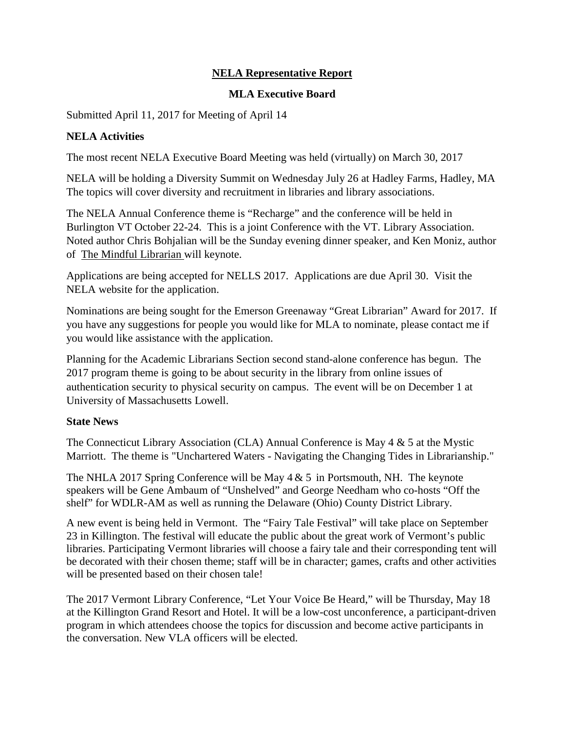# NELA Representative Report

## MLA Executive Board

Submitted April 11, 2017 for Meeting of April 14

### NELA Activities

The most recent NELA Executive Board Meeting was held (virtually) on March 30, 2017

NELA will be holding a Diversity Summit on Wednesday July 26 at Hadley Farms, Hadley, MA The topics will cover diversity and recruitment in libraries and library associations.

The NELA Annual Conference theme is "Recharge" and the conference will be held in Burlington VT October 22-24. This is a joint Conference with the VT. Library Association. Noted author Chris Bohjalian will be the Sunday evening dinner speaker, and Ken Moniz, author of The Mindful Librarian will keynote.

Applications are being accepted for NELLS 2017. Applications are due April 30. Visit the NELA website for the application.

Nominations are being sought for the Emerson Greenaway "Great Librarian" Award for 2017. If you have any suggestions for people you would like for MLA to nominate, please contact me if you would like assistance with the application.

Planning for the Academic Librarians Section second stand-alone conference has begun. The 2017 program theme is going to be about security in the library from online issues of authentication security to physical security on campus. The event will be on December 1 at University of Massachusetts Lowell.

### State News

The Connecticut Library Association (CLA) Annual Conference is May 4 & 5 at the Mystic Marriott. The theme is "Unchartered Waters - Navigating the Changing Tides in Librarianship."

The NHLA 2017 Spring Conference will be May 4 & 5 in Portsmouth, NH. The keynote speakers will be Gene Ambaum of "Unshelved" and George Needham who co-hosts "Off the shelf" for WDLR-AM as well as running the Delaware (Ohio) County District Library.

A new event is being held in Vermont. The "Fairy Tale Festival" will take place on September 23 in Killington. The festival will educate the public about the great work of Vermont's public libraries. Participating Vermont libraries will choose a fairy tale and their corresponding tent will be decorated with their chosen theme; staff will be in character; games, crafts and other activities will be presented based on their chosen tale!

The 2017 Vermont Library Conference, "Let Your Voice Be Heard," will be Thursday, May 18 at the Killington Grand Resort and Hotel. It will be a low-cost unconference, a participant-driven program in which attendees choose the topics for discussion and become active participants in the conversation. New VLA officers will be elected.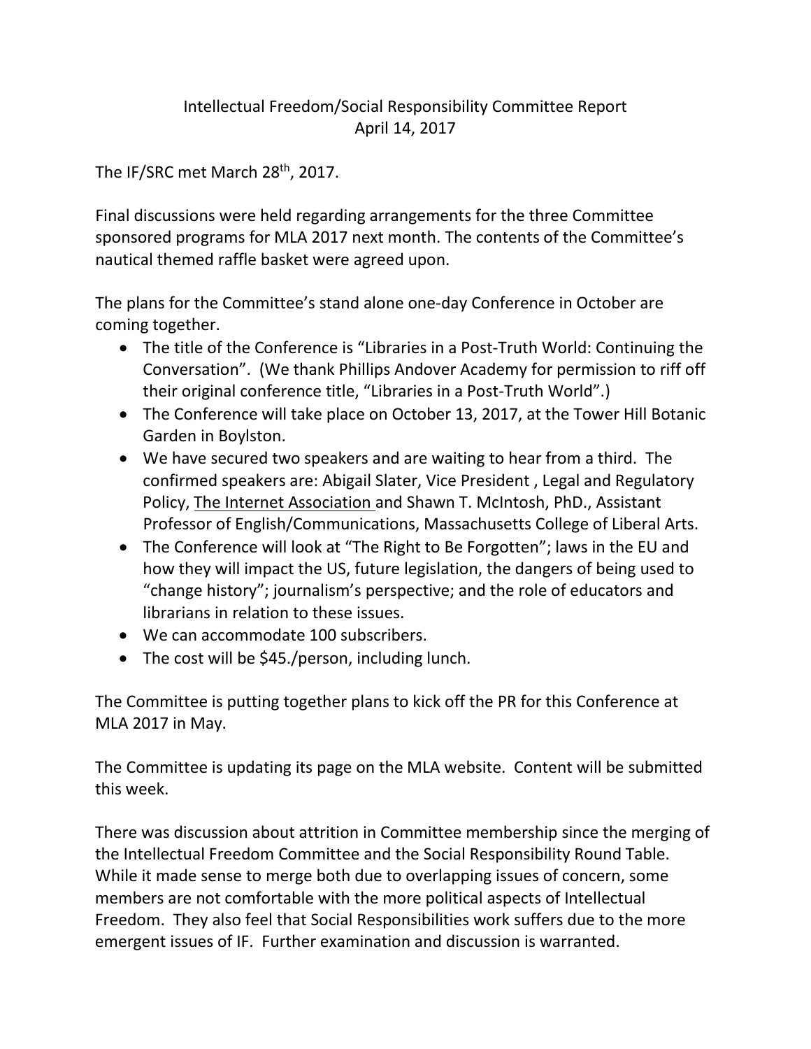# Intellectual Freedom/Social Responsibility Committee Report
April 14, 2017

The IF/SRC met March 28th, 2017.

Final discussions were held regarding arrangements for the three Committee sponsored programs for MLA 2017 next month. The contents of the Committee's nautical themed raffle basket were agreed upon.

The plans for the Committee's stand alone one-day Conference in October are coming together.

- The title of the Conference is "Libraries in a Post-Truth World: Continuing the Conversation". (We thank Phillips Andover Academy for permission to riff off their original conference title, "Libraries in a Post-Truth World".)
- The Conference will take place on October 13, 2017, at the Tower Hill Botanic Garden in Boylston.
- We have secured two speakers and are waiting to hear from a third. The confirmed speakers are: Abigail Slater, Vice President , Legal and Regulatory Policy, The Internet Association and Shawn T. McIntosh, PhD., Assistant Professor of English/Communications, Massachusetts College of Liberal Arts.
- The Conference will look at "The Right to Be Forgotten"; laws in the EU and how they will impact the US, future legislation, the dangers of being used to "change history"; journalism's perspective; and the role of educators and librarians in relation to these issues.
- We can accommodate 100 subscribers.
- The cost will be $45./person, including lunch.

The Committee is putting together plans to kick off the PR for this Conference at MLA 2017 in May.

The Committee is updating its page on the MLA website. Content will be submitted this week.

There was discussion about attrition in Committee membership since the merging of the Intellectual Freedom Committee and the Social Responsibility Round Table. While it made sense to merge both due to overlapping issues of concern, some members are not comfortable with the more political aspects of Intellectual Freedom. They also feel that Social Responsibilities work suffers due to the more emergent issues of IF. Further examination and discussion is warranted.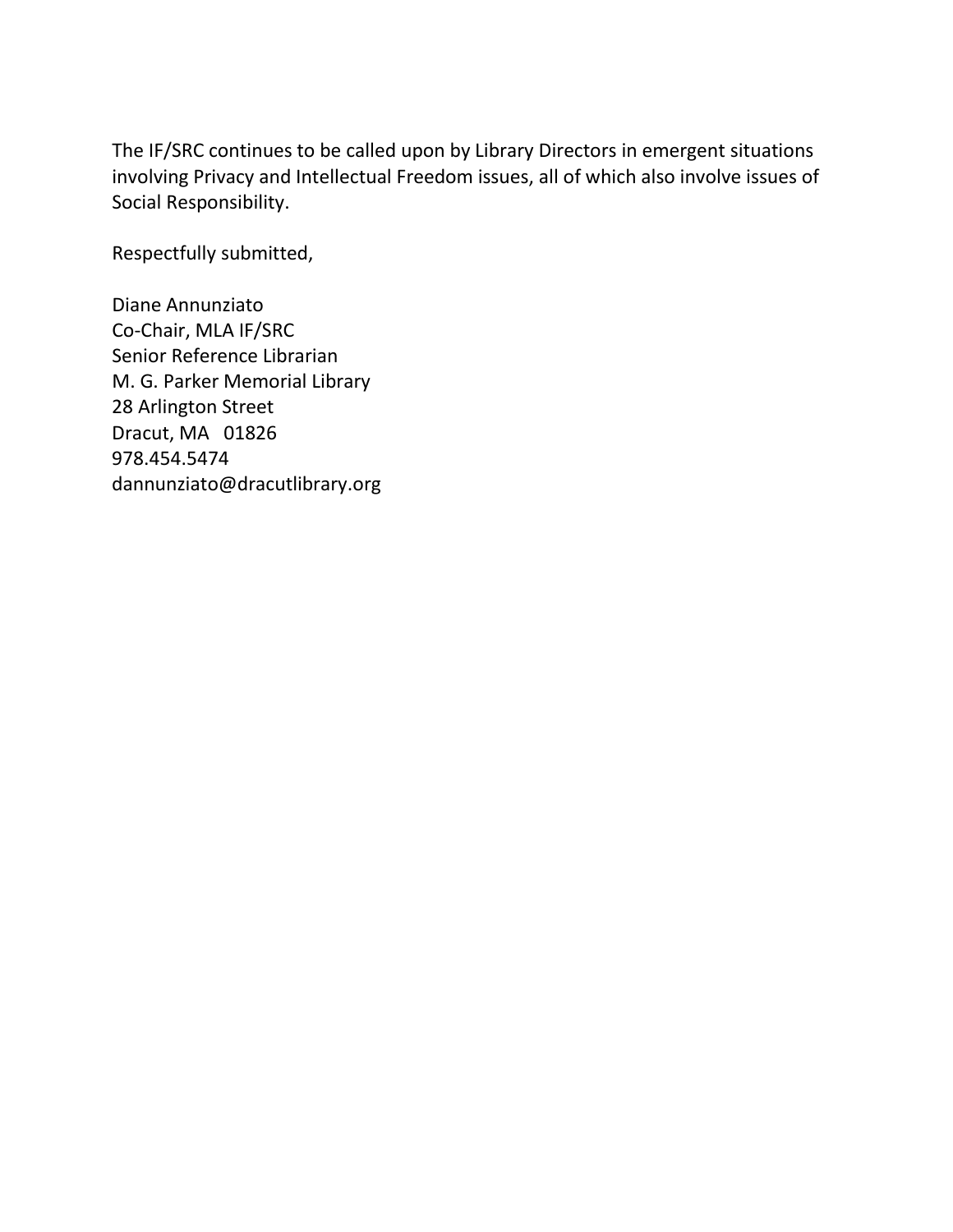The IF/SRC continues to be called upon by Library Directors in emergent situations involving Privacy and Intellectual Freedom issues, all of which also involve issues of Social Responsibility.

Respectfully submitted,

Diane Annunziato
Co-Chair, MLA IF/SRC
Senior Reference Librarian
M. G. Parker Memorial Library
28 Arlington Street
Dracut, MA 01826
978.454.5474
dannunziato@dracutlibrary.org